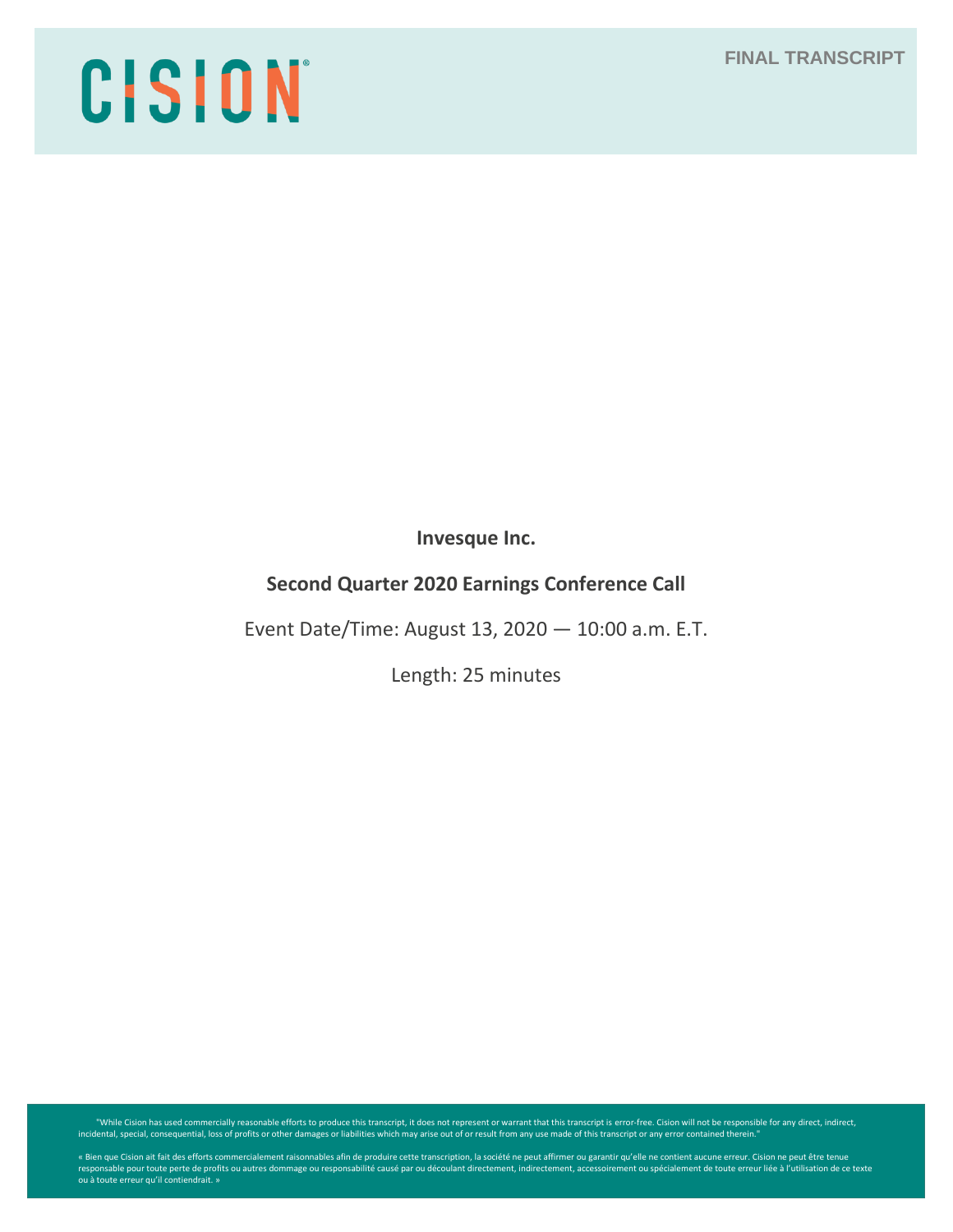CISION

FINAL TRANSCRIPT

**Invesque Inc.**

**Second Quarter 2020 Earnings Conference Call**

Event Date/Time: August 13, 2020 — 10:00 a.m. E.T.

Length: 25 minutes

"While Cision has used commercially reasonable efforts to produce this transcript, it does not represent or warrant that this transcript is error-free. Cision will not be responsible for any direct, indirect, incidental, special, consequential, loss of profits or other damages or liabilities which may arise out of or result from any use made of this transcript or any error contained therein."

« Bien que Cision ait fait des efforts commercialement raisonnables afin de produire cette transcription, la société ne peut affirmer ou garantir qu'elle ne contient aucune erreur. Cision ne peut être tenue responsable pour toute perte de profits ou autres dommage ou responsabilité causé par ou découlant directement, indirectement, accessoirement ou spécialement de toute erreur liée à l'utilisation de ce texte ou à toute erreur qu'il contiendrait. »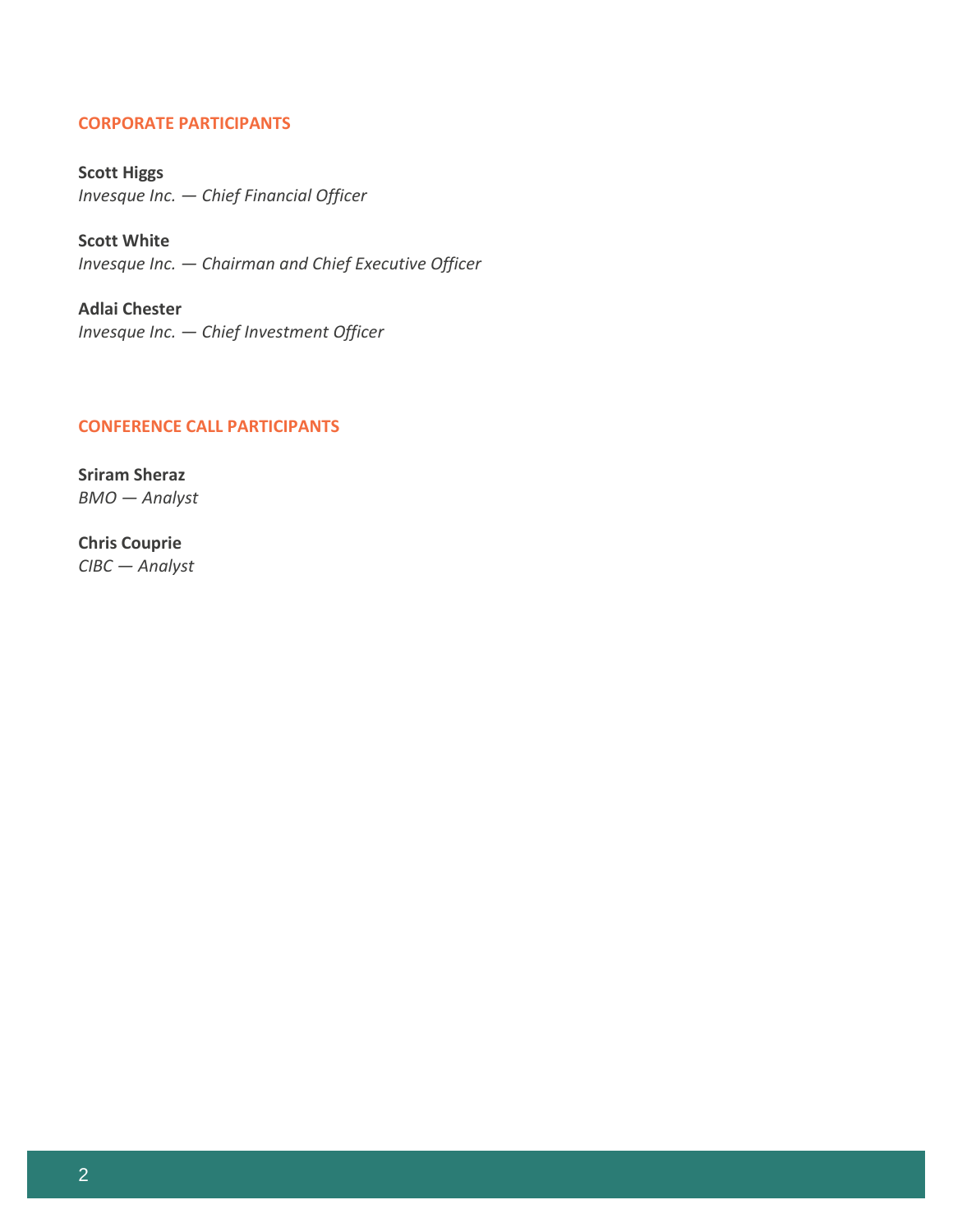## CORPORATE PARTICIPANTS

**Scott Higgs**
*Invesque Inc. — Chief Financial Officer*

**Scott White**
*Invesque Inc. — Chairman and Chief Executive Officer*

**Adlai Chester**
*Invesque Inc. — Chief Investment Officer*

## CONFERENCE CALL PARTICIPANTS

**Sriram Sheraz**
*BMO — Analyst*

**Chris Couprie**
*CIBC — Analyst*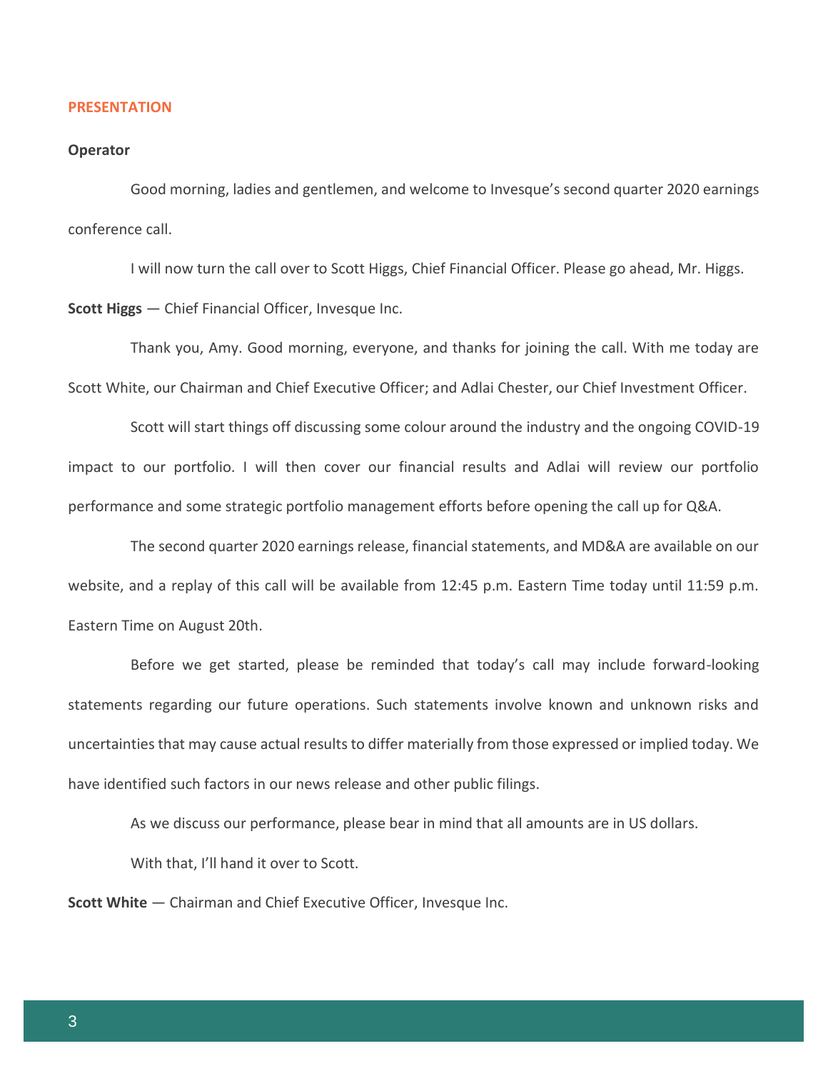## PRESENTATION

**Operator**

Good morning, ladies and gentlemen, and welcome to Invesque's second quarter 2020 earnings conference call.

I will now turn the call over to Scott Higgs, Chief Financial Officer. Please go ahead, Mr. Higgs.

**Scott Higgs** — Chief Financial Officer, Invesque Inc.

Thank you, Amy. Good morning, everyone, and thanks for joining the call. With me today are Scott White, our Chairman and Chief Executive Officer; and Adlai Chester, our Chief Investment Officer.

Scott will start things off discussing some colour around the industry and the ongoing COVID-19 impact to our portfolio. I will then cover our financial results and Adlai will review our portfolio performance and some strategic portfolio management efforts before opening the call up for Q&A.

The second quarter 2020 earnings release, financial statements, and MD&A are available on our website, and a replay of this call will be available from 12:45 p.m. Eastern Time today until 11:59 p.m. Eastern Time on August 20th.

Before we get started, please be reminded that today's call may include forward-looking statements regarding our future operations. Such statements involve known and unknown risks and uncertainties that may cause actual results to differ materially from those expressed or implied today. We have identified such factors in our news release and other public filings.

As we discuss our performance, please bear in mind that all amounts are in US dollars.

With that, I'll hand it over to Scott.

**Scott White** — Chairman and Chief Executive Officer, Invesque Inc.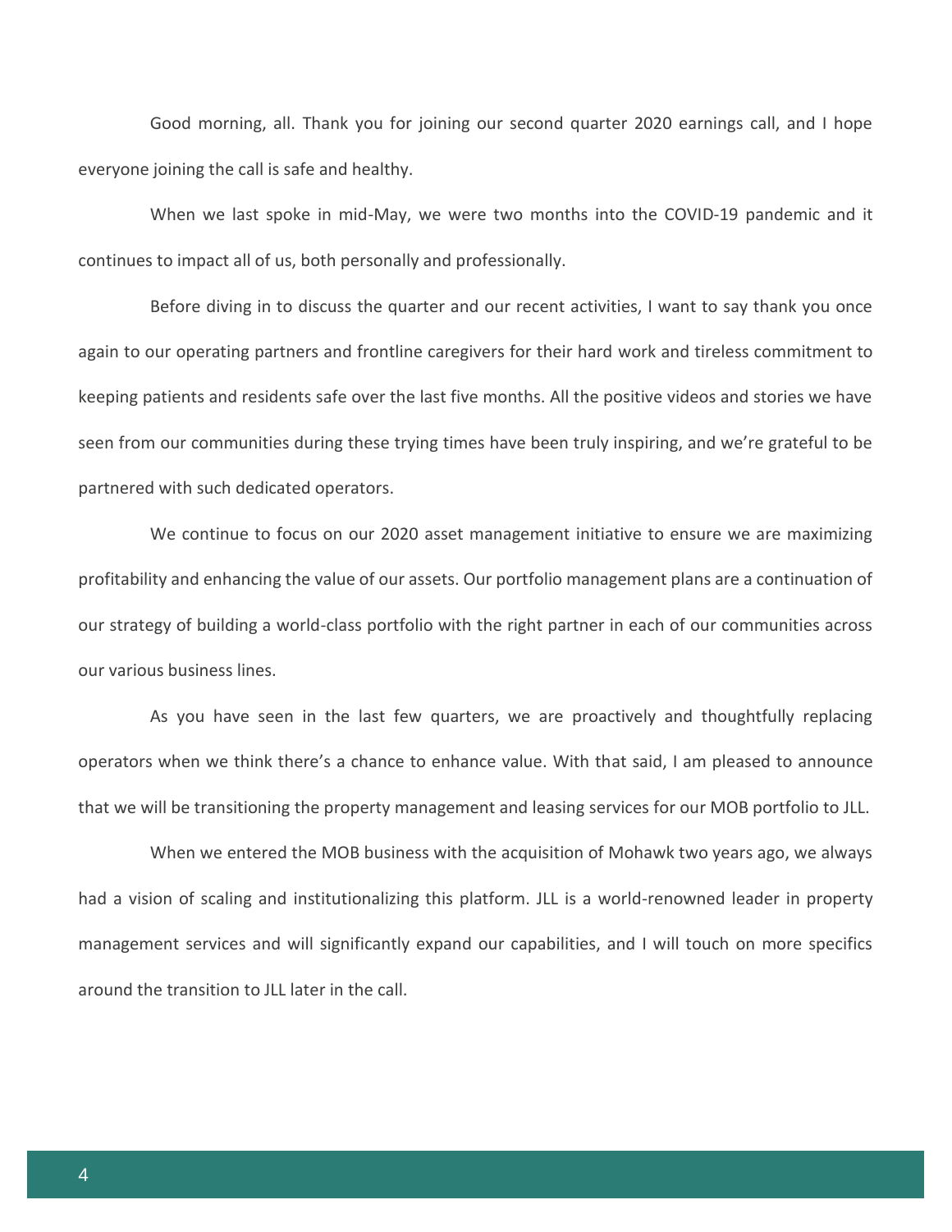Good morning, all. Thank you for joining our second quarter 2020 earnings call, and I hope everyone joining the call is safe and healthy.

When we last spoke in mid-May, we were two months into the COVID-19 pandemic and it continues to impact all of us, both personally and professionally.

Before diving in to discuss the quarter and our recent activities, I want to say thank you once again to our operating partners and frontline caregivers for their hard work and tireless commitment to keeping patients and residents safe over the last five months. All the positive videos and stories we have seen from our communities during these trying times have been truly inspiring, and we're grateful to be partnered with such dedicated operators.

We continue to focus on our 2020 asset management initiative to ensure we are maximizing profitability and enhancing the value of our assets. Our portfolio management plans are a continuation of our strategy of building a world-class portfolio with the right partner in each of our communities across our various business lines.

As you have seen in the last few quarters, we are proactively and thoughtfully replacing operators when we think there's a chance to enhance value. With that said, I am pleased to announce that we will be transitioning the property management and leasing services for our MOB portfolio to JLL.

When we entered the MOB business with the acquisition of Mohawk two years ago, we always had a vision of scaling and institutionalizing this platform. JLL is a world-renowned leader in property management services and will significantly expand our capabilities, and I will touch on more specifics around the transition to JLL later in the call.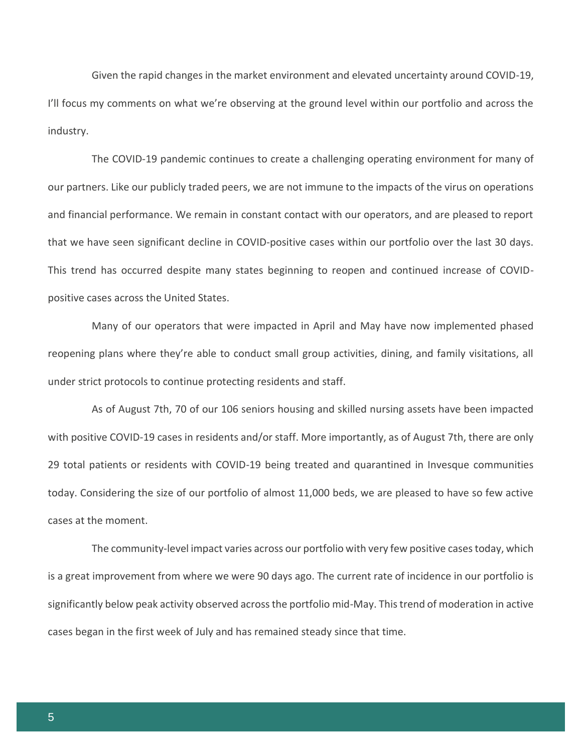Given the rapid changes in the market environment and elevated uncertainty around COVID-19, I'll focus my comments on what we're observing at the ground level within our portfolio and across the industry.

The COVID-19 pandemic continues to create a challenging operating environment for many of our partners. Like our publicly traded peers, we are not immune to the impacts of the virus on operations and financial performance. We remain in constant contact with our operators, and are pleased to report that we have seen significant decline in COVID-positive cases within our portfolio over the last 30 days. This trend has occurred despite many states beginning to reopen and continued increase of COVID-positive cases across the United States.

Many of our operators that were impacted in April and May have now implemented phased reopening plans where they're able to conduct small group activities, dining, and family visitations, all under strict protocols to continue protecting residents and staff.

As of August 7th, 70 of our 106 seniors housing and skilled nursing assets have been impacted with positive COVID-19 cases in residents and/or staff. More importantly, as of August 7th, there are only 29 total patients or residents with COVID-19 being treated and quarantined in Invesque communities today. Considering the size of our portfolio of almost 11,000 beds, we are pleased to have so few active cases at the moment.

The community-level impact varies across our portfolio with very few positive cases today, which is a great improvement from where we were 90 days ago. The current rate of incidence in our portfolio is significantly below peak activity observed across the portfolio mid-May. This trend of moderation in active cases began in the first week of July and has remained steady since that time.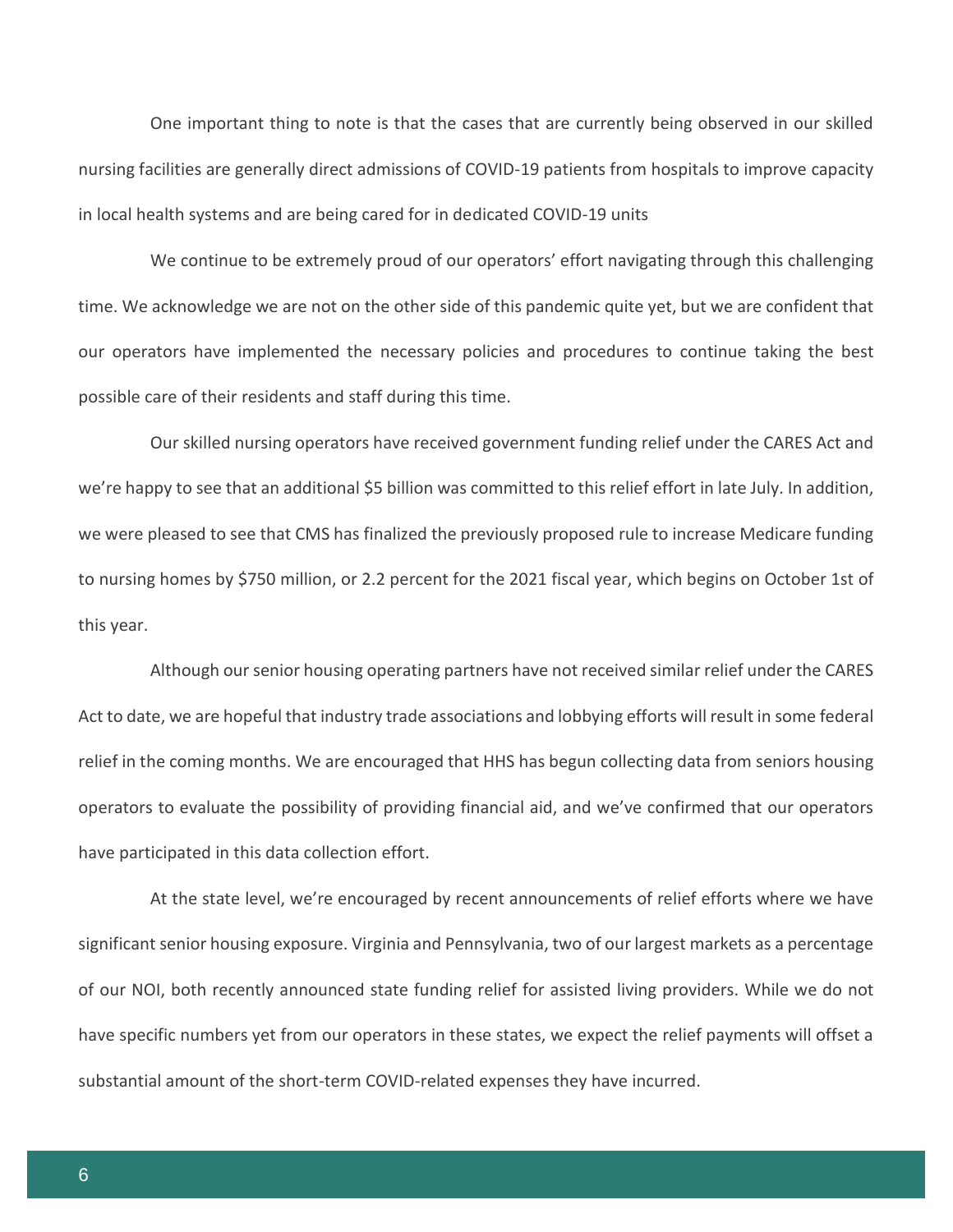One important thing to note is that the cases that are currently being observed in our skilled nursing facilities are generally direct admissions of COVID-19 patients from hospitals to improve capacity in local health systems and are being cared for in dedicated COVID-19 units

We continue to be extremely proud of our operators' effort navigating through this challenging time. We acknowledge we are not on the other side of this pandemic quite yet, but we are confident that our operators have implemented the necessary policies and procedures to continue taking the best possible care of their residents and staff during this time.

Our skilled nursing operators have received government funding relief under the CARES Act and we're happy to see that an additional $5 billion was committed to this relief effort in late July. In addition, we were pleased to see that CMS has finalized the previously proposed rule to increase Medicare funding to nursing homes by $750 million, or 2.2 percent for the 2021 fiscal year, which begins on October 1st of this year.

Although our senior housing operating partners have not received similar relief under the CARES Act to date, we are hopeful that industry trade associations and lobbying efforts will result in some federal relief in the coming months. We are encouraged that HHS has begun collecting data from seniors housing operators to evaluate the possibility of providing financial aid, and we've confirmed that our operators have participated in this data collection effort.

At the state level, we're encouraged by recent announcements of relief efforts where we have significant senior housing exposure. Virginia and Pennsylvania, two of our largest markets as a percentage of our NOI, both recently announced state funding relief for assisted living providers. While we do not have specific numbers yet from our operators in these states, we expect the relief payments will offset a substantial amount of the short-term COVID-related expenses they have incurred.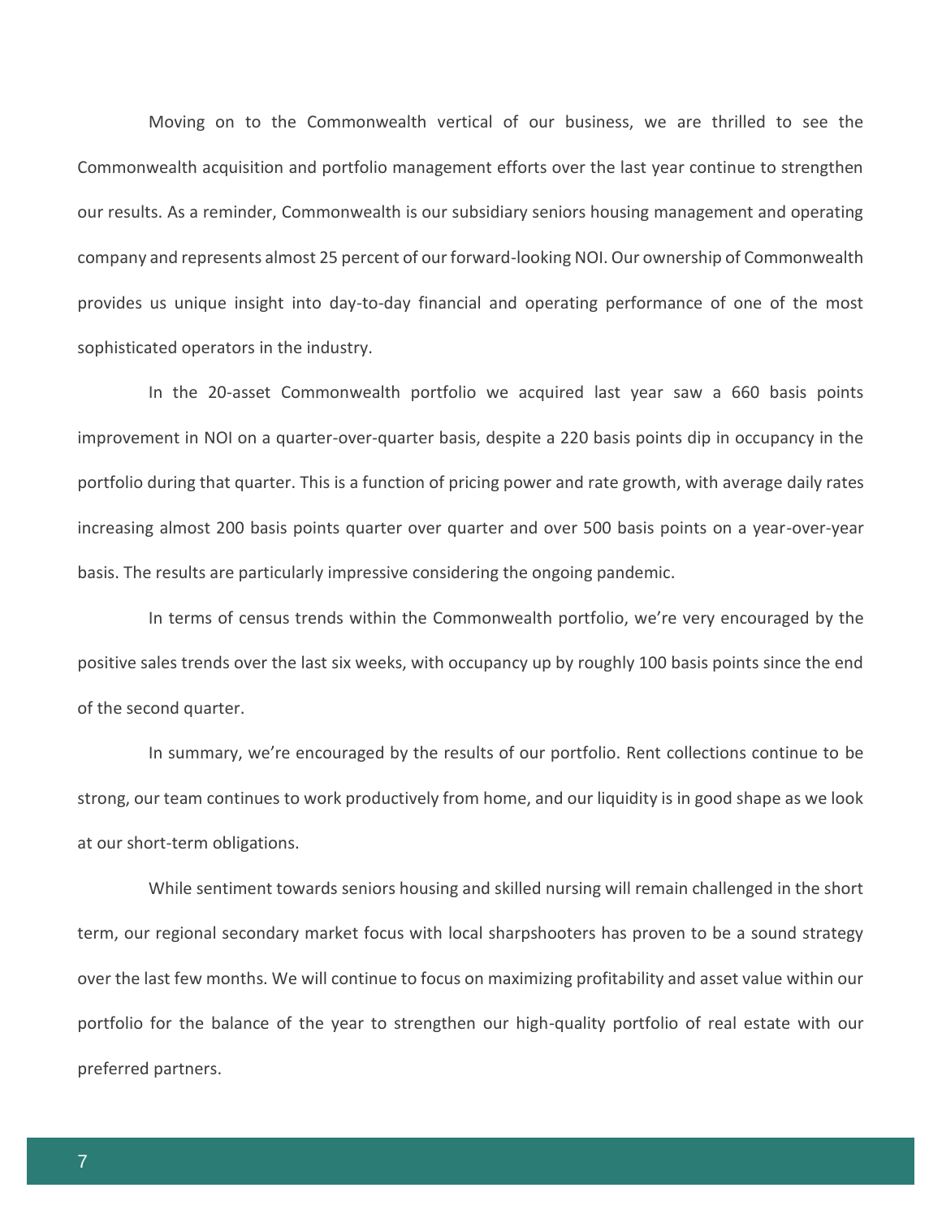Moving on to the Commonwealth vertical of our business, we are thrilled to see the Commonwealth acquisition and portfolio management efforts over the last year continue to strengthen our results. As a reminder, Commonwealth is our subsidiary seniors housing management and operating company and represents almost 25 percent of our forward-looking NOI. Our ownership of Commonwealth provides us unique insight into day-to-day financial and operating performance of one of the most sophisticated operators in the industry.

In the 20-asset Commonwealth portfolio we acquired last year saw a 660 basis points improvement in NOI on a quarter-over-quarter basis, despite a 220 basis points dip in occupancy in the portfolio during that quarter. This is a function of pricing power and rate growth, with average daily rates increasing almost 200 basis points quarter over quarter and over 500 basis points on a year-over-year basis. The results are particularly impressive considering the ongoing pandemic.

In terms of census trends within the Commonwealth portfolio, we're very encouraged by the positive sales trends over the last six weeks, with occupancy up by roughly 100 basis points since the end of the second quarter.

In summary, we're encouraged by the results of our portfolio. Rent collections continue to be strong, our team continues to work productively from home, and our liquidity is in good shape as we look at our short-term obligations.

While sentiment towards seniors housing and skilled nursing will remain challenged in the short term, our regional secondary market focus with local sharpshooters has proven to be a sound strategy over the last few months. We will continue to focus on maximizing profitability and asset value within our portfolio for the balance of the year to strengthen our high-quality portfolio of real estate with our preferred partners.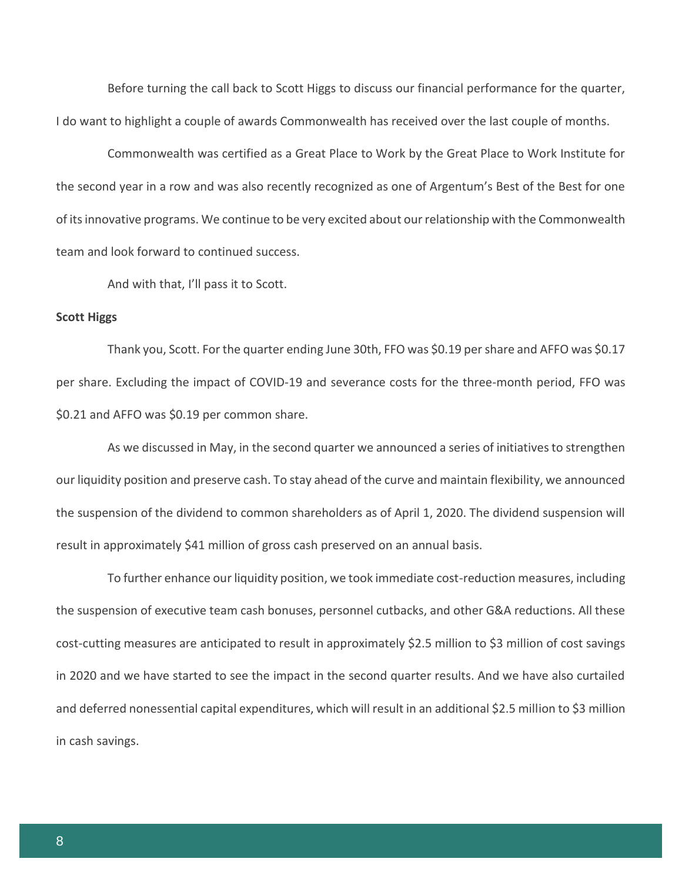Before turning the call back to Scott Higgs to discuss our financial performance for the quarter, I do want to highlight a couple of awards Commonwealth has received over the last couple of months.

Commonwealth was certified as a Great Place to Work by the Great Place to Work Institute for the second year in a row and was also recently recognized as one of Argentum's Best of the Best for one of its innovative programs. We continue to be very excited about our relationship with the Commonwealth team and look forward to continued success.

And with that, I'll pass it to Scott.

**Scott Higgs**

Thank you, Scott. For the quarter ending June 30th, FFO was $0.19 per share and AFFO was $0.17 per share. Excluding the impact of COVID-19 and severance costs for the three-month period, FFO was $0.21 and AFFO was $0.19 per common share.

As we discussed in May, in the second quarter we announced a series of initiatives to strengthen our liquidity position and preserve cash. To stay ahead of the curve and maintain flexibility, we announced the suspension of the dividend to common shareholders as of April 1, 2020. The dividend suspension will result in approximately $41 million of gross cash preserved on an annual basis.

To further enhance our liquidity position, we took immediate cost-reduction measures, including the suspension of executive team cash bonuses, personnel cutbacks, and other G&A reductions. All these cost-cutting measures are anticipated to result in approximately $2.5 million to $3 million of cost savings in 2020 and we have started to see the impact in the second quarter results. And we have also curtailed and deferred nonessential capital expenditures, which will result in an additional $2.5 million to $3 million in cash savings.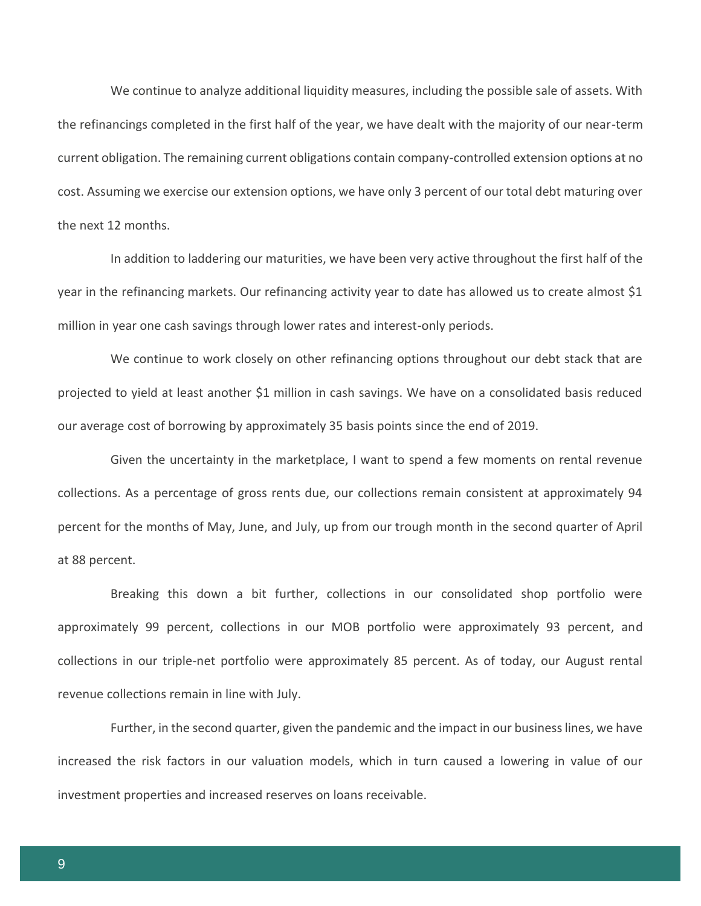We continue to analyze additional liquidity measures, including the possible sale of assets. With the refinancings completed in the first half of the year, we have dealt with the majority of our near-term current obligation. The remaining current obligations contain company-controlled extension options at no cost. Assuming we exercise our extension options, we have only 3 percent of our total debt maturing over the next 12 months.

In addition to laddering our maturities, we have been very active throughout the first half of the year in the refinancing markets. Our refinancing activity year to date has allowed us to create almost $1 million in year one cash savings through lower rates and interest-only periods.

We continue to work closely on other refinancing options throughout our debt stack that are projected to yield at least another $1 million in cash savings. We have on a consolidated basis reduced our average cost of borrowing by approximately 35 basis points since the end of 2019.

Given the uncertainty in the marketplace, I want to spend a few moments on rental revenue collections. As a percentage of gross rents due, our collections remain consistent at approximately 94 percent for the months of May, June, and July, up from our trough month in the second quarter of April at 88 percent.

Breaking this down a bit further, collections in our consolidated shop portfolio were approximately 99 percent, collections in our MOB portfolio were approximately 93 percent, and collections in our triple-net portfolio were approximately 85 percent. As of today, our August rental revenue collections remain in line with July.

Further, in the second quarter, given the pandemic and the impact in our business lines, we have increased the risk factors in our valuation models, which in turn caused a lowering in value of our investment properties and increased reserves on loans receivable.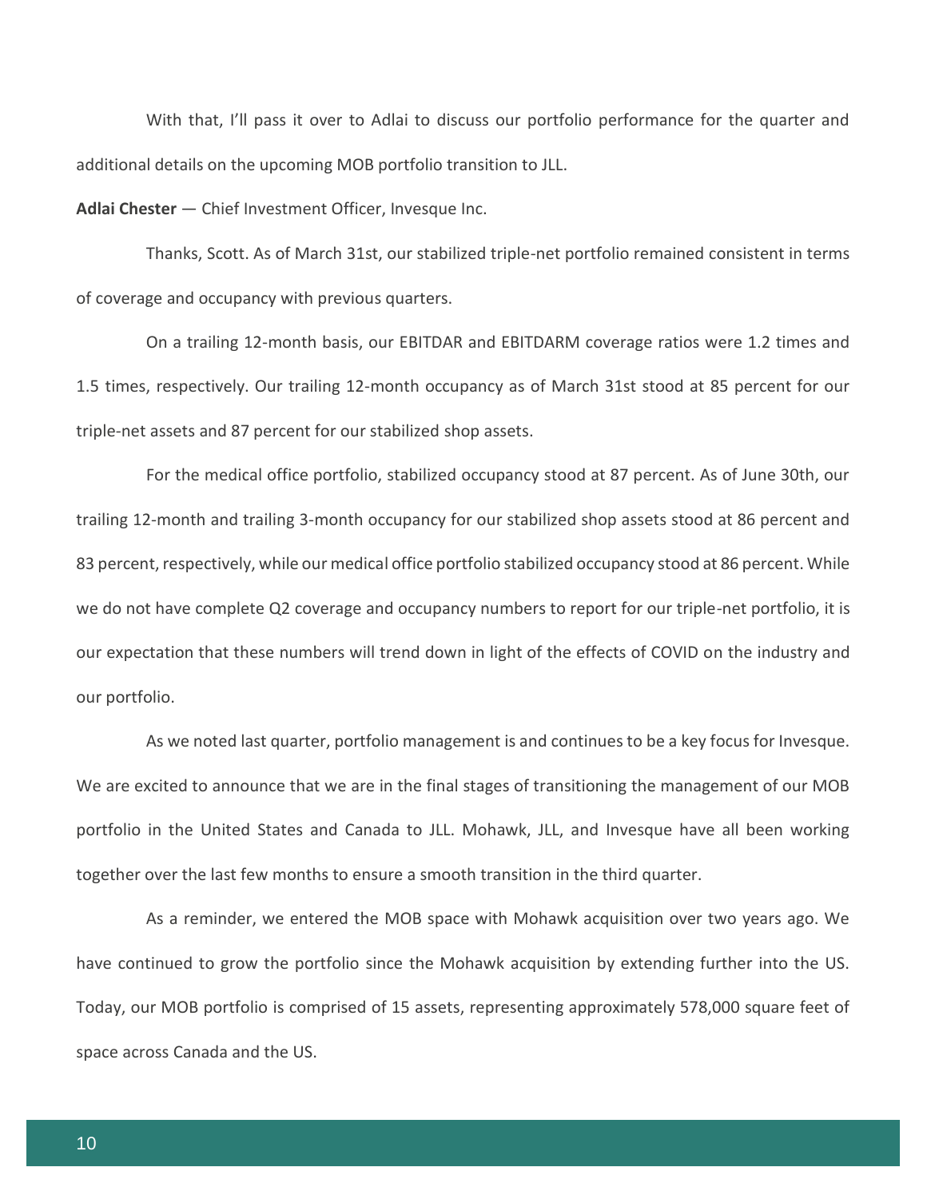With that, I'll pass it over to Adlai to discuss our portfolio performance for the quarter and additional details on the upcoming MOB portfolio transition to JLL.

**Adlai Chester** — Chief Investment Officer, Invesque Inc.

Thanks, Scott. As of March 31st, our stabilized triple-net portfolio remained consistent in terms of coverage and occupancy with previous quarters.

On a trailing 12-month basis, our EBITDAR and EBITDARM coverage ratios were 1.2 times and 1.5 times, respectively. Our trailing 12-month occupancy as of March 31st stood at 85 percent for our triple-net assets and 87 percent for our stabilized shop assets.

For the medical office portfolio, stabilized occupancy stood at 87 percent. As of June 30th, our trailing 12-month and trailing 3-month occupancy for our stabilized shop assets stood at 86 percent and 83 percent, respectively, while our medical office portfolio stabilized occupancy stood at 86 percent. While we do not have complete Q2 coverage and occupancy numbers to report for our triple-net portfolio, it is our expectation that these numbers will trend down in light of the effects of COVID on the industry and our portfolio.

As we noted last quarter, portfolio management is and continues to be a key focus for Invesque. We are excited to announce that we are in the final stages of transitioning the management of our MOB portfolio in the United States and Canada to JLL. Mohawk, JLL, and Invesque have all been working together over the last few months to ensure a smooth transition in the third quarter.

As a reminder, we entered the MOB space with Mohawk acquisition over two years ago. We have continued to grow the portfolio since the Mohawk acquisition by extending further into the US. Today, our MOB portfolio is comprised of 15 assets, representing approximately 578,000 square feet of space across Canada and the US.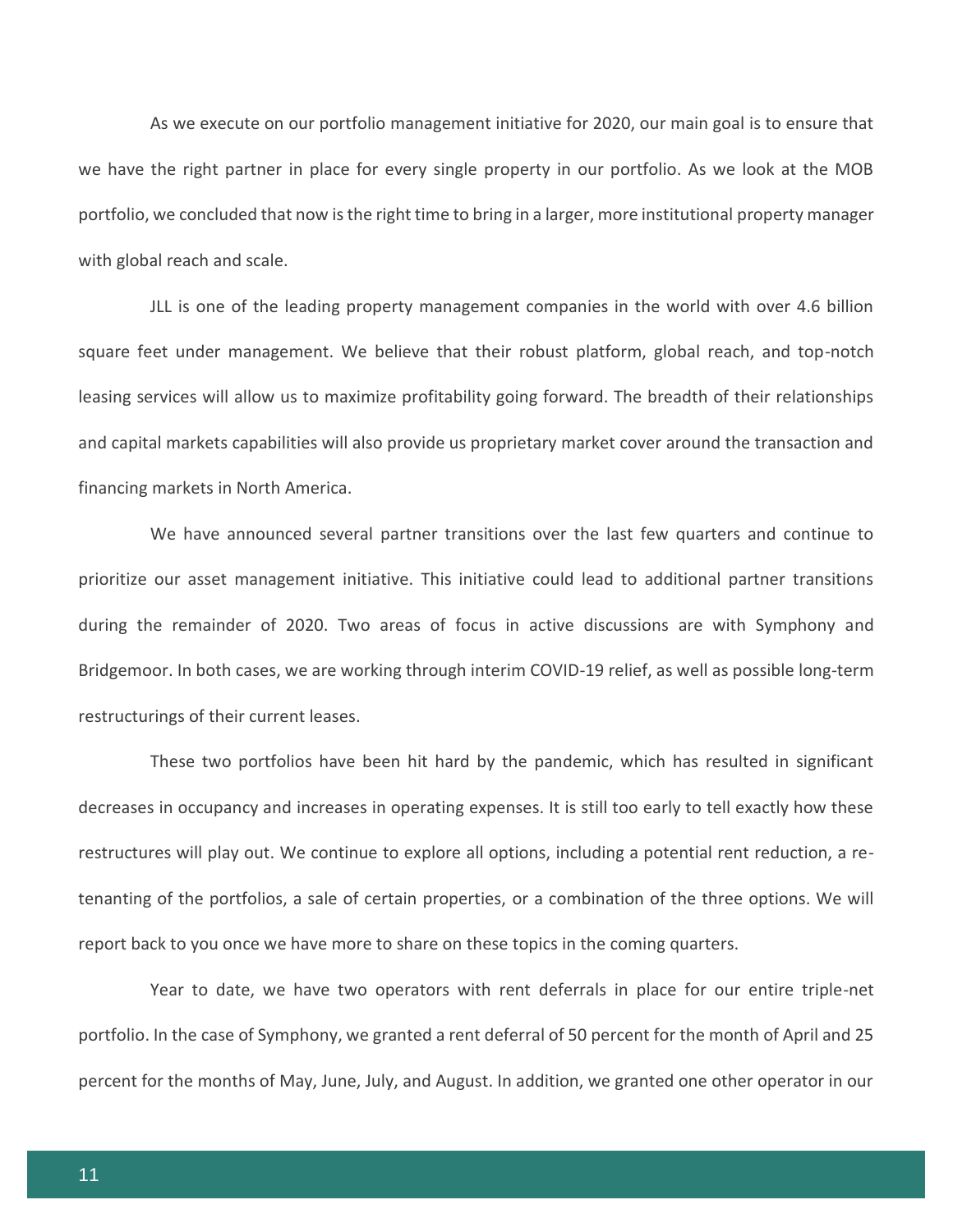As we execute on our portfolio management initiative for 2020, our main goal is to ensure that we have the right partner in place for every single property in our portfolio. As we look at the MOB portfolio, we concluded that now is the right time to bring in a larger, more institutional property manager with global reach and scale.

JLL is one of the leading property management companies in the world with over 4.6 billion square feet under management. We believe that their robust platform, global reach, and top-notch leasing services will allow us to maximize profitability going forward. The breadth of their relationships and capital markets capabilities will also provide us proprietary market cover around the transaction and financing markets in North America.

We have announced several partner transitions over the last few quarters and continue to prioritize our asset management initiative. This initiative could lead to additional partner transitions during the remainder of 2020. Two areas of focus in active discussions are with Symphony and Bridgemoor. In both cases, we are working through interim COVID-19 relief, as well as possible long-term restructurings of their current leases.

These two portfolios have been hit hard by the pandemic, which has resulted in significant decreases in occupancy and increases in operating expenses. It is still too early to tell exactly how these restructures will play out. We continue to explore all options, including a potential rent reduction, a re-tenanting of the portfolios, a sale of certain properties, or a combination of the three options. We will report back to you once we have more to share on these topics in the coming quarters.

Year to date, we have two operators with rent deferrals in place for our entire triple-net portfolio. In the case of Symphony, we granted a rent deferral of 50 percent for the month of April and 25 percent for the months of May, June, July, and August. In addition, we granted one other operator in our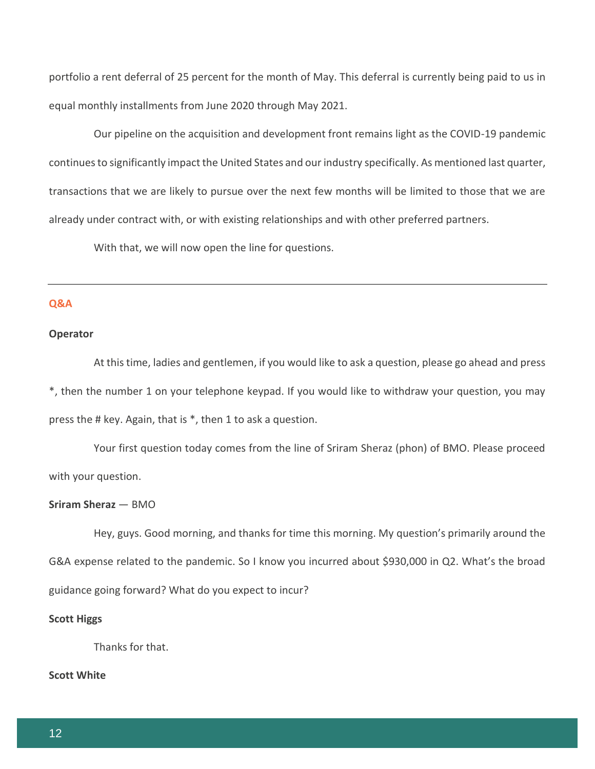portfolio a rent deferral of 25 percent for the month of May. This deferral is currently being paid to us in equal monthly installments from June 2020 through May 2021.

Our pipeline on the acquisition and development front remains light as the COVID-19 pandemic continues to significantly impact the United States and our industry specifically. As mentioned last quarter, transactions that we are likely to pursue over the next few months will be limited to those that we are already under contract with, or with existing relationships and with other preferred partners.

With that, we will now open the line for questions.

---

## Q&A

**Operator**

At this time, ladies and gentlemen, if you would like to ask a question, please go ahead and press *, then the number 1 on your telephone keypad. If you would like to withdraw your question, you may press the # key. Again, that is *, then 1 to ask a question.

Your first question today comes from the line of Sriram Sheraz (phon) of BMO. Please proceed with your question.

**Sriram Sheraz** — BMO

Hey, guys. Good morning, and thanks for time this morning. My question's primarily around the G&A expense related to the pandemic. So I know you incurred about $930,000 in Q2. What's the broad guidance going forward? What do you expect to incur?

**Scott Higgs**

Thanks for that.

**Scott White**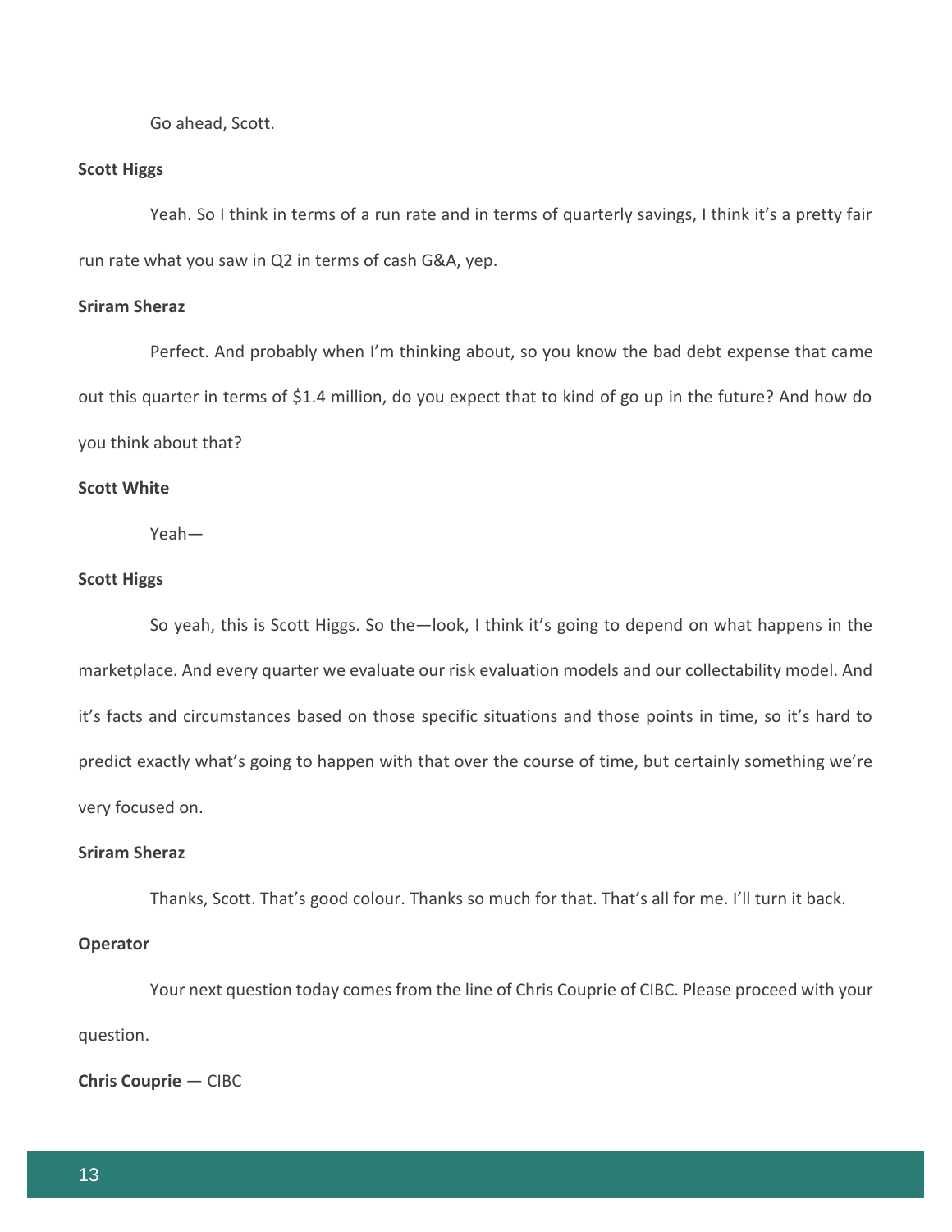Go ahead, Scott.

**Scott Higgs**

Yeah. So I think in terms of a run rate and in terms of quarterly savings, I think it's a pretty fair run rate what you saw in Q2 in terms of cash G&A, yep.

**Sriram Sheraz**

Perfect. And probably when I'm thinking about, so you know the bad debt expense that came out this quarter in terms of $1.4 million, do you expect that to kind of go up in the future? And how do you think about that?

**Scott White**

Yeah—

**Scott Higgs**

So yeah, this is Scott Higgs. So the—look, I think it's going to depend on what happens in the marketplace. And every quarter we evaluate our risk evaluation models and our collectability model. And it's facts and circumstances based on those specific situations and those points in time, so it's hard to predict exactly what's going to happen with that over the course of time, but certainly something we're very focused on.

**Sriram Sheraz**

Thanks, Scott. That's good colour. Thanks so much for that. That's all for me. I'll turn it back.

**Operator**

Your next question today comes from the line of Chris Couprie of CIBC. Please proceed with your question.

**Chris Couprie** — CIBC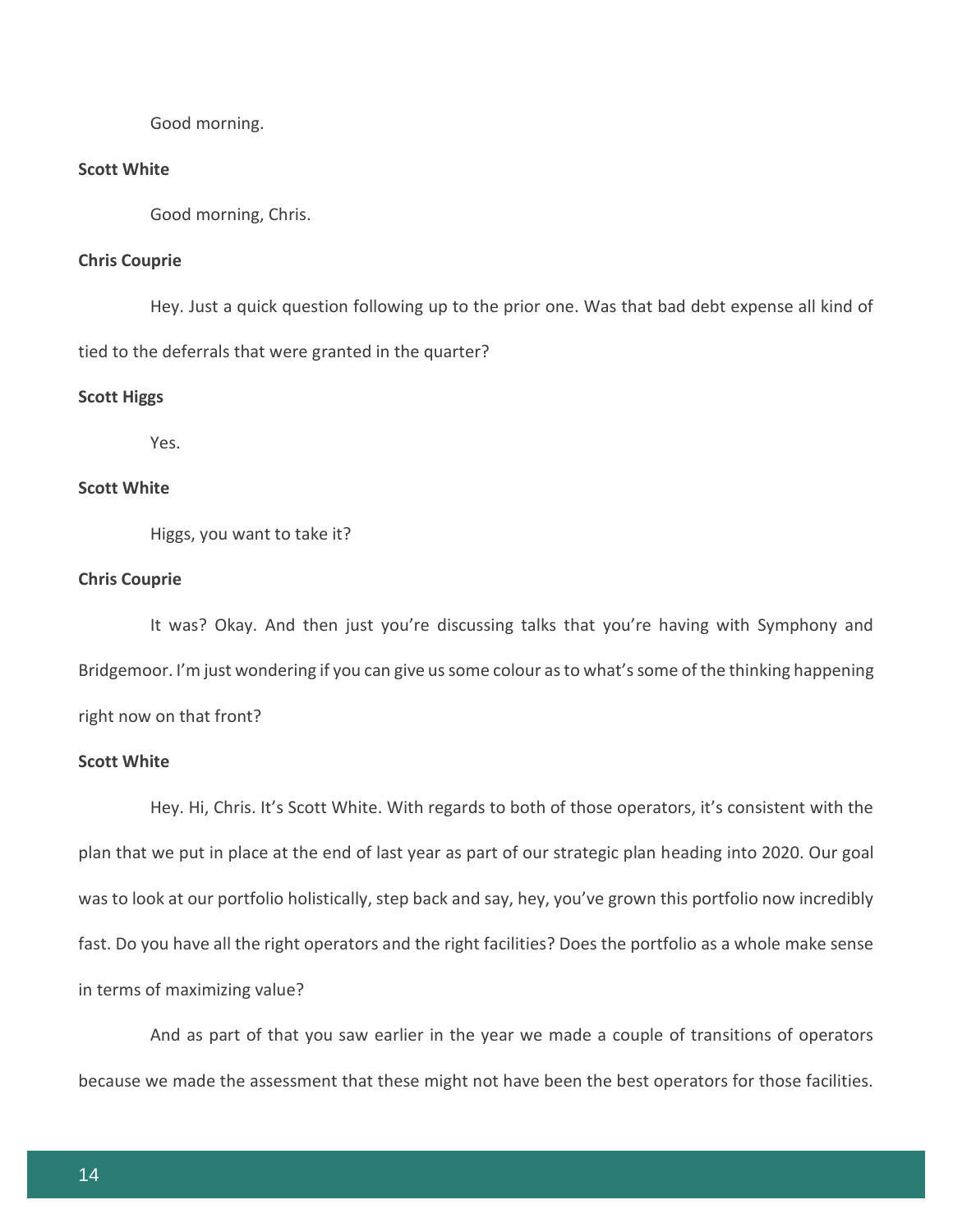Good morning.

**Scott White**

Good morning, Chris.

**Chris Couprie**

Hey. Just a quick question following up to the prior one. Was that bad debt expense all kind of tied to the deferrals that were granted in the quarter?

**Scott Higgs**

Yes.

**Scott White**

Higgs, you want to take it?

**Chris Couprie**

It was? Okay. And then just you're discussing talks that you're having with Symphony and Bridgemoor. I'm just wondering if you can give us some colour as to what's some of the thinking happening right now on that front?

**Scott White**

Hey. Hi, Chris. It's Scott White. With regards to both of those operators, it's consistent with the plan that we put in place at the end of last year as part of our strategic plan heading into 2020. Our goal was to look at our portfolio holistically, step back and say, hey, you've grown this portfolio now incredibly fast. Do you have all the right operators and the right facilities? Does the portfolio as a whole make sense in terms of maximizing value?

And as part of that you saw earlier in the year we made a couple of transitions of operators because we made the assessment that these might not have been the best operators for those facilities.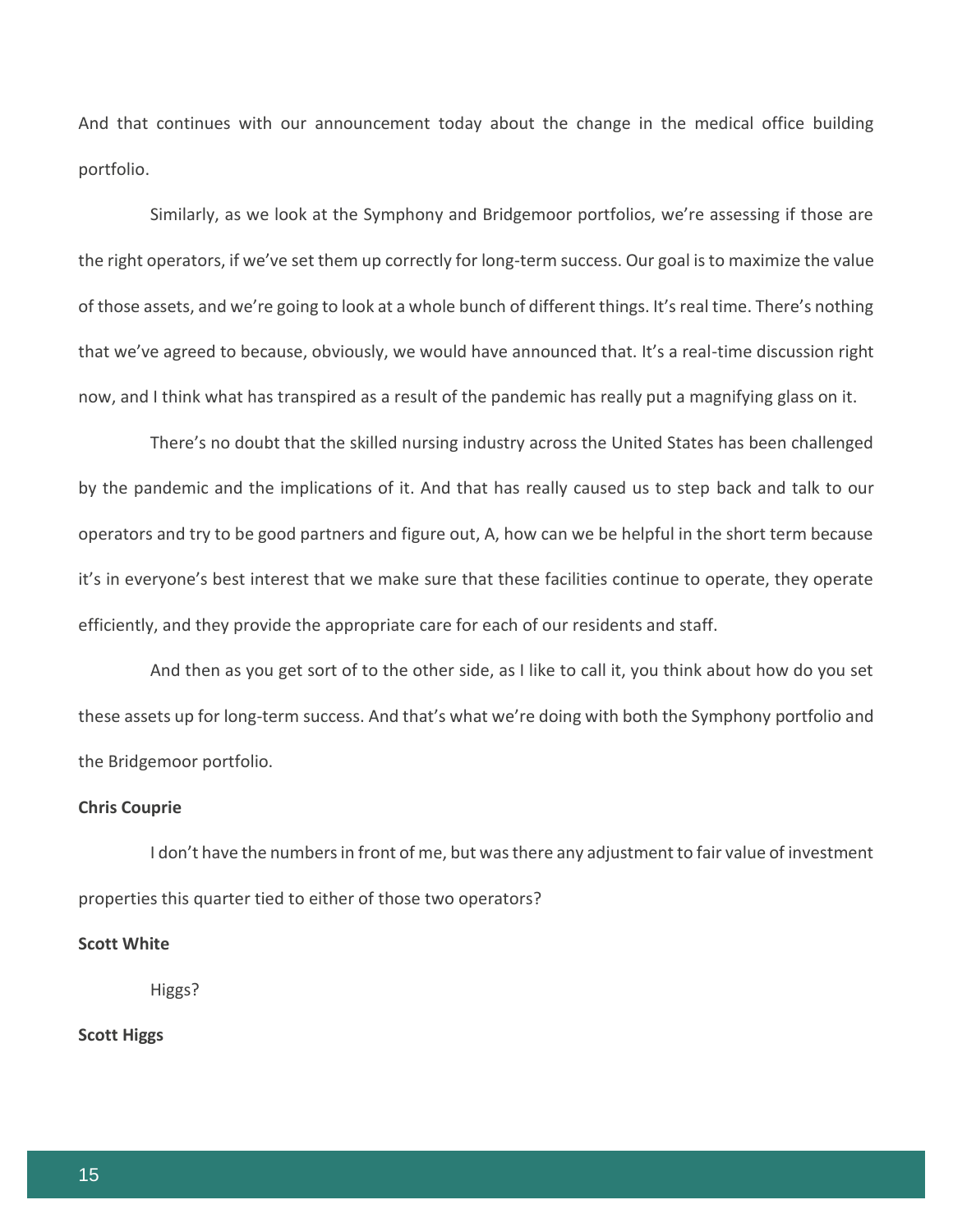And that continues with our announcement today about the change in the medical office building portfolio.

Similarly, as we look at the Symphony and Bridgemoor portfolios, we're assessing if those are the right operators, if we've set them up correctly for long-term success. Our goal is to maximize the value of those assets, and we're going to look at a whole bunch of different things. It's real time. There's nothing that we've agreed to because, obviously, we would have announced that. It's a real-time discussion right now, and I think what has transpired as a result of the pandemic has really put a magnifying glass on it.

There's no doubt that the skilled nursing industry across the United States has been challenged by the pandemic and the implications of it. And that has really caused us to step back and talk to our operators and try to be good partners and figure out, A, how can we be helpful in the short term because it's in everyone's best interest that we make sure that these facilities continue to operate, they operate efficiently, and they provide the appropriate care for each of our residents and staff.

And then as you get sort of to the other side, as I like to call it, you think about how do you set these assets up for long-term success. And that's what we're doing with both the Symphony portfolio and the Bridgemoor portfolio.

**Chris Couprie**

I don't have the numbers in front of me, but was there any adjustment to fair value of investment properties this quarter tied to either of those two operators?

**Scott White**

Higgs?

**Scott Higgs**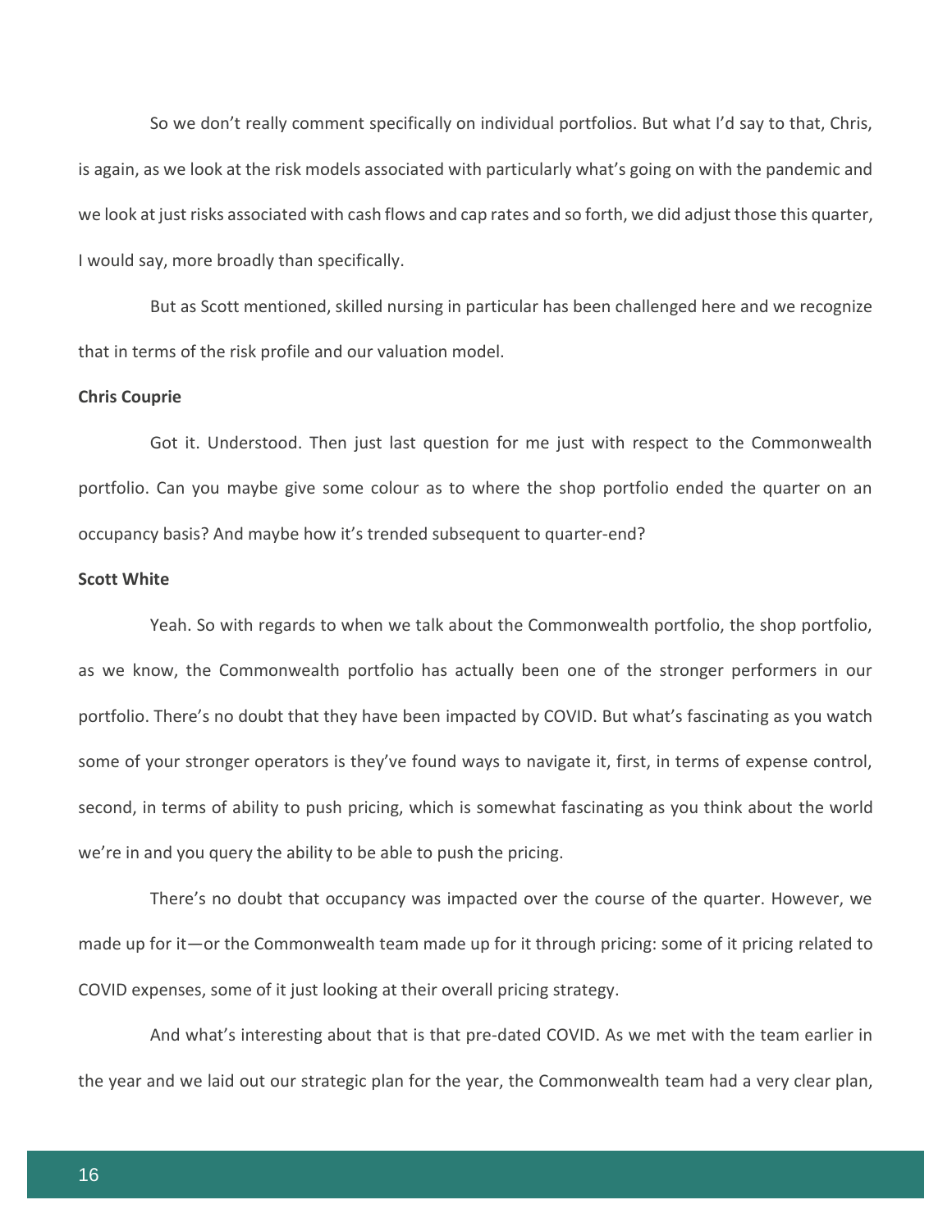So we don't really comment specifically on individual portfolios. But what I'd say to that, Chris, is again, as we look at the risk models associated with particularly what's going on with the pandemic and we look at just risks associated with cash flows and cap rates and so forth, we did adjust those this quarter, I would say, more broadly than specifically.

But as Scott mentioned, skilled nursing in particular has been challenged here and we recognize that in terms of the risk profile and our valuation model.

**Chris Couprie**

Got it. Understood. Then just last question for me just with respect to the Commonwealth portfolio. Can you maybe give some colour as to where the shop portfolio ended the quarter on an occupancy basis? And maybe how it's trended subsequent to quarter-end?

**Scott White**

Yeah. So with regards to when we talk about the Commonwealth portfolio, the shop portfolio, as we know, the Commonwealth portfolio has actually been one of the stronger performers in our portfolio. There's no doubt that they have been impacted by COVID. But what's fascinating as you watch some of your stronger operators is they've found ways to navigate it, first, in terms of expense control, second, in terms of ability to push pricing, which is somewhat fascinating as you think about the world we're in and you query the ability to be able to push the pricing.

There's no doubt that occupancy was impacted over the course of the quarter. However, we made up for it—or the Commonwealth team made up for it through pricing: some of it pricing related to COVID expenses, some of it just looking at their overall pricing strategy.

And what's interesting about that is that pre-dated COVID. As we met with the team earlier in the year and we laid out our strategic plan for the year, the Commonwealth team had a very clear plan,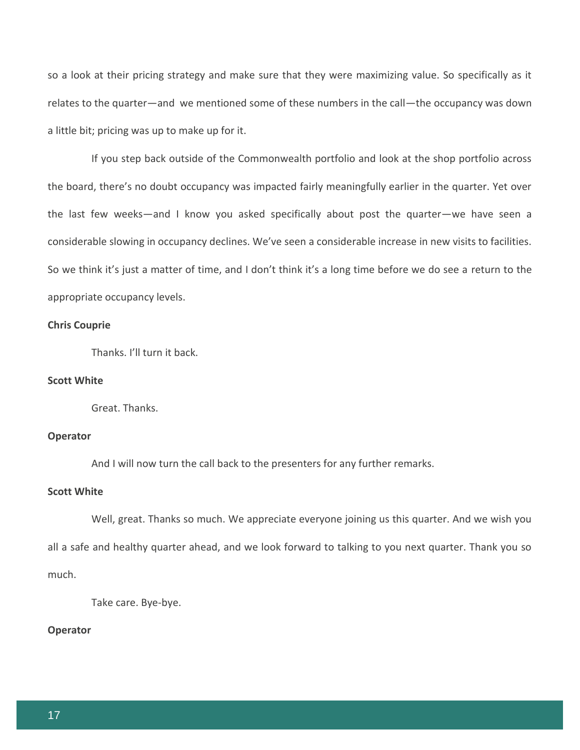so a look at their pricing strategy and make sure that they were maximizing value. So specifically as it relates to the quarter—and we mentioned some of these numbers in the call—the occupancy was down a little bit; pricing was up to make up for it.

If you step back outside of the Commonwealth portfolio and look at the shop portfolio across the board, there's no doubt occupancy was impacted fairly meaningfully earlier in the quarter. Yet over the last few weeks—and I know you asked specifically about post the quarter—we have seen a considerable slowing in occupancy declines. We've seen a considerable increase in new visits to facilities. So we think it's just a matter of time, and I don't think it's a long time before we do see a return to the appropriate occupancy levels.

**Chris Couprie**

Thanks. I'll turn it back.

**Scott White**

Great. Thanks.

**Operator**

And I will now turn the call back to the presenters for any further remarks.

**Scott White**

Well, great. Thanks so much. We appreciate everyone joining us this quarter. And we wish you all a safe and healthy quarter ahead, and we look forward to talking to you next quarter. Thank you so much.

Take care. Bye-bye.

**Operator**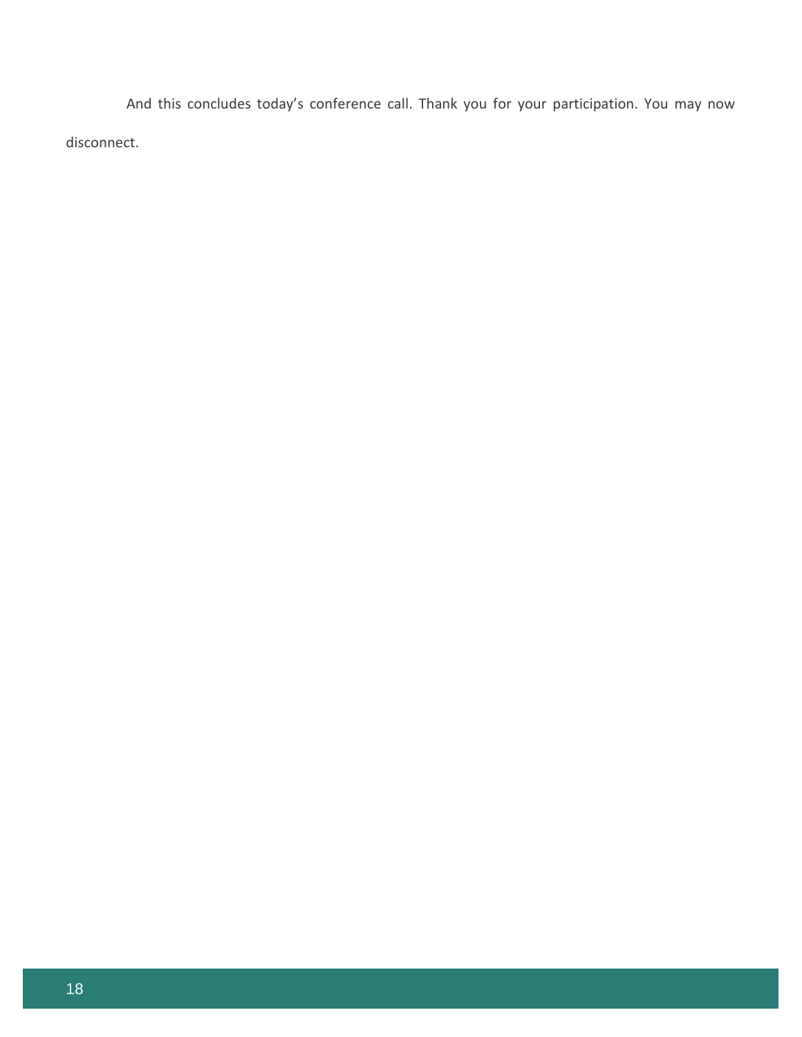And this concludes today's conference call. Thank you for your participation. You may now disconnect.